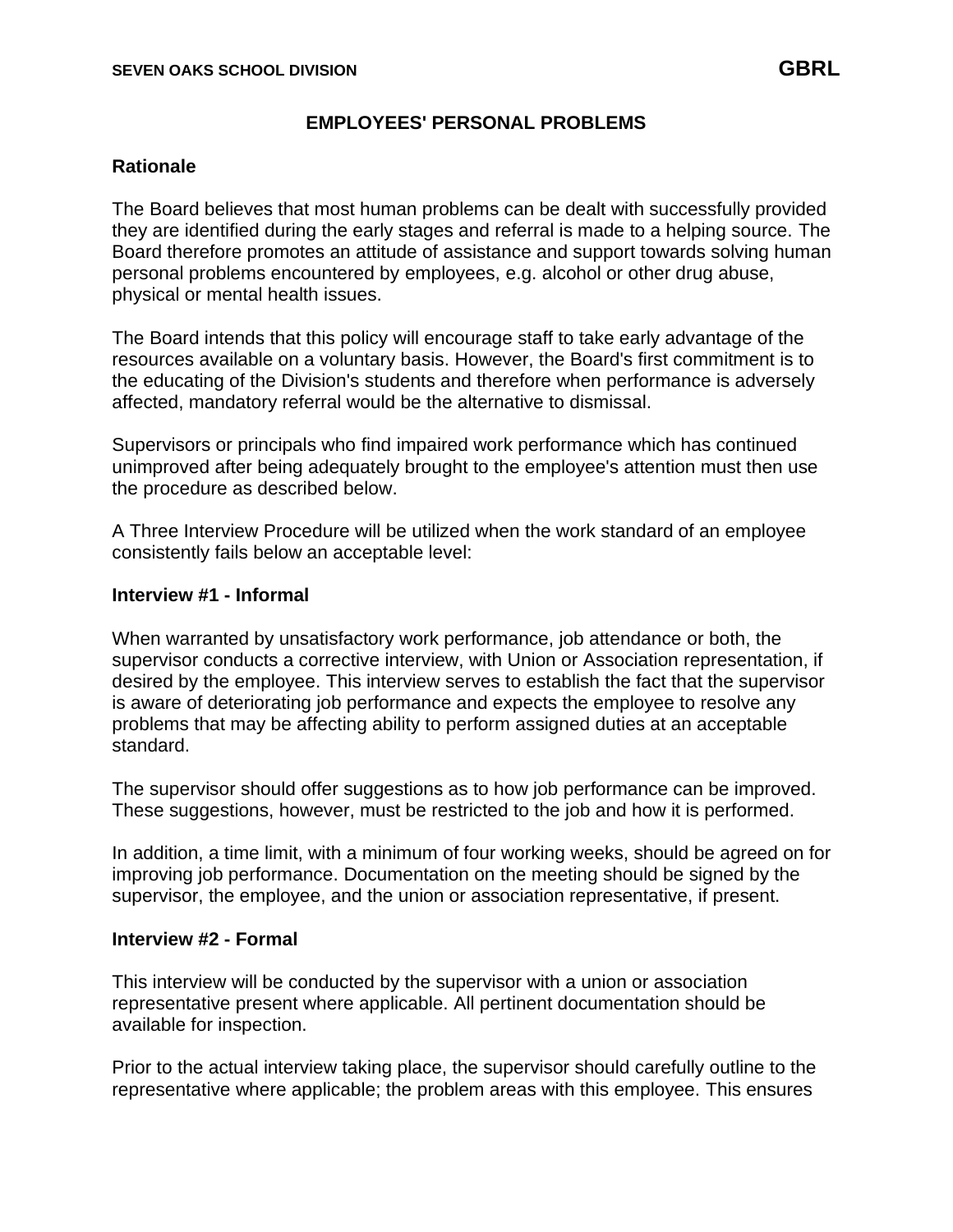SEVEN OAKS SCHOOL DIVISION **GBRL**

# EMPLOYEES' PERSONAL PROBLEMS

## Rationale

The Board believes that most human problems can be dealt with successfully provided they are identified during the early stages and referral is made to a helping source. The Board therefore promotes an attitude of assistance and support towards solving human personal problems encountered by employees, e.g. alcohol or other drug abuse, physical or mental health issues.

The Board intends that this policy will encourage staff to take early advantage of the resources available on a voluntary basis. However, the Board's first commitment is to the educating of the Division's students and therefore when performance is adversely affected, mandatory referral would be the alternative to dismissal.

Supervisors or principals who find impaired work performance which has continued unimproved after being adequately brought to the employee's attention must then use the procedure as described below.

A Three Interview Procedure will be utilized when the work standard of an employee consistently fails below an acceptable level:

## Interview #1 - Informal

When warranted by unsatisfactory work performance, job attendance or both, the supervisor conducts a corrective interview, with Union or Association representation, if desired by the employee. This interview serves to establish the fact that the supervisor is aware of deteriorating job performance and expects the employee to resolve any problems that may be affecting ability to perform assigned duties at an acceptable standard.

The supervisor should offer suggestions as to how job performance can be improved. These suggestions, however, must be restricted to the job and how it is performed.

In addition, a time limit, with a minimum of four working weeks, should be agreed on for improving job performance. Documentation on the meeting should be signed by the supervisor, the employee, and the union or association representative, if present.

## Interview #2 - Formal

This interview will be conducted by the supervisor with a union or association representative present where applicable. All pertinent documentation should be available for inspection.

Prior to the actual interview taking place, the supervisor should carefully outline to the representative where applicable; the problem areas with this employee. This ensures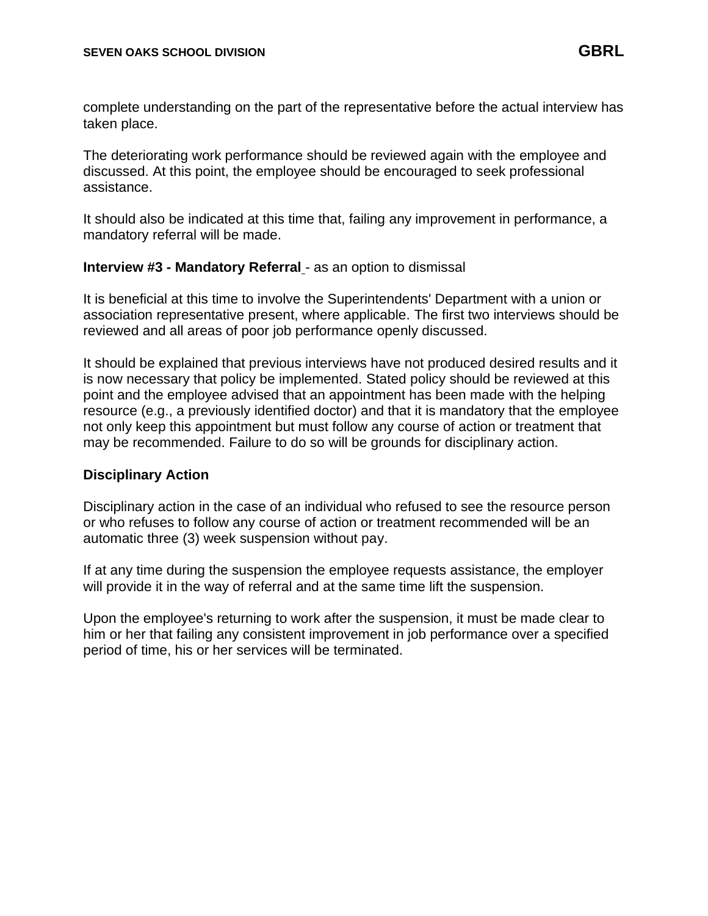complete understanding on the part of the representative before the actual interview has taken place.

The deteriorating work performance should be reviewed again with the employee and discussed. At this point, the employee should be encouraged to seek professional assistance.

It should also be indicated at this time that, failing any improvement in performance, a mandatory referral will be made.

**Interview #3 - Mandatory Referral** - as an option to dismissal

It is beneficial at this time to involve the Superintendents' Department with a union or association representative present, where applicable. The first two interviews should be reviewed and all areas of poor job performance openly discussed.

It should be explained that previous interviews have not produced desired results and it is now necessary that policy be implemented. Stated policy should be reviewed at this point and the employee advised that an appointment has been made with the helping resource (e.g., a previously identified doctor) and that it is mandatory that the employee not only keep this appointment but must follow any course of action or treatment that may be recommended. Failure to do so will be grounds for disciplinary action.

**Disciplinary Action**

Disciplinary action in the case of an individual who refused to see the resource person or who refuses to follow any course of action or treatment recommended will be an automatic three (3) week suspension without pay.

If at any time during the suspension the employee requests assistance, the employer will provide it in the way of referral and at the same time lift the suspension.

Upon the employee's returning to work after the suspension, it must be made clear to him or her that failing any consistent improvement in job performance over a specified period of time, his or her services will be terminated.